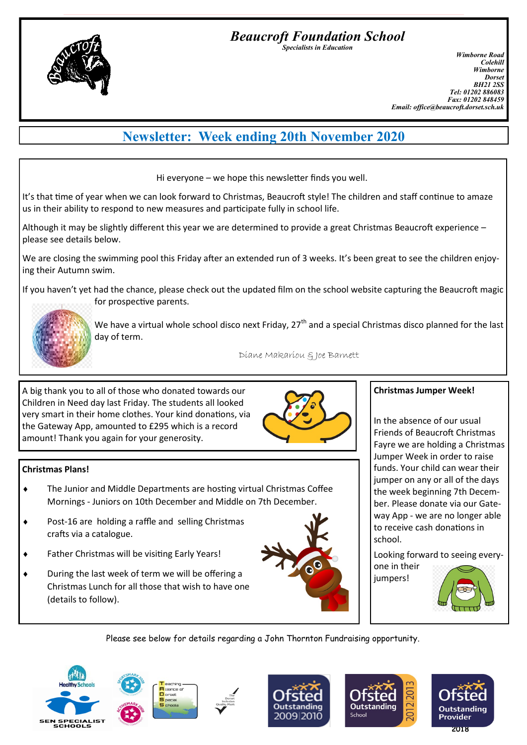# Beaucroft Foundation School

*Specialists in Education*

*Wimborne Road*
*Colehill*
*Wimborne*
*Dorset*
*BH21 2SS*
*Tel: 01202 886083*
*Fax: 01202 848459*
*Email: office@beaucroft.dorset.sch.uk*

## Newsletter: Week ending 20th November 2020

Hi everyone – we hope this newsletter finds you well.

It's that time of year when we can look forward to Christmas, Beaucroft style! The children and staff continue to amaze us in their ability to respond to new measures and participate fully in school life.

Although it may be slightly different this year we are determined to provide a great Christmas Beaucroft experience – please see details below.

We are closing the swimming pool this Friday after an extended run of 3 weeks. It's been great to see the children enjoying their Autumn swim.

If you haven't yet had the chance, please check out the updated film on the school website capturing the Beaucroft magic for prospective parents.

We have a virtual whole school disco next Friday, 27th and a special Christmas disco planned for the last day of term.

*Diane Makariou & Joe Barnett*

A big thank you to all of those who donated towards our Children in Need day last Friday. The students all looked very smart in their home clothes. Your kind donations, via the Gateway App, amounted to £295 which is a record amount! Thank you again for your generosity.

**Christmas Plans!**

- The Junior and Middle Departments are hosting virtual Christmas Coffee Mornings - Juniors on 10th December and Middle on 7th December.
- Post-16 are holding a raffle and selling Christmas crafts via a catalogue.
- Father Christmas will be visiting Early Years!
- During the last week of term we will be offering a Christmas Lunch for all those that wish to have one (details to follow).

**Christmas Jumper Week!**

In the absence of our usual Friends of Beaucroft Christmas Fayre we are holding a Christmas Jumper Week in order to raise funds. Your child can wear their jumper on any or all of the days the week beginning 7th December. Please donate via our Gateway App - we are no longer able to receive cash donations in school.

Looking forward to seeing everyone in their jumpers!

Please see below for details regarding a John Thornton Fundraising opportunity.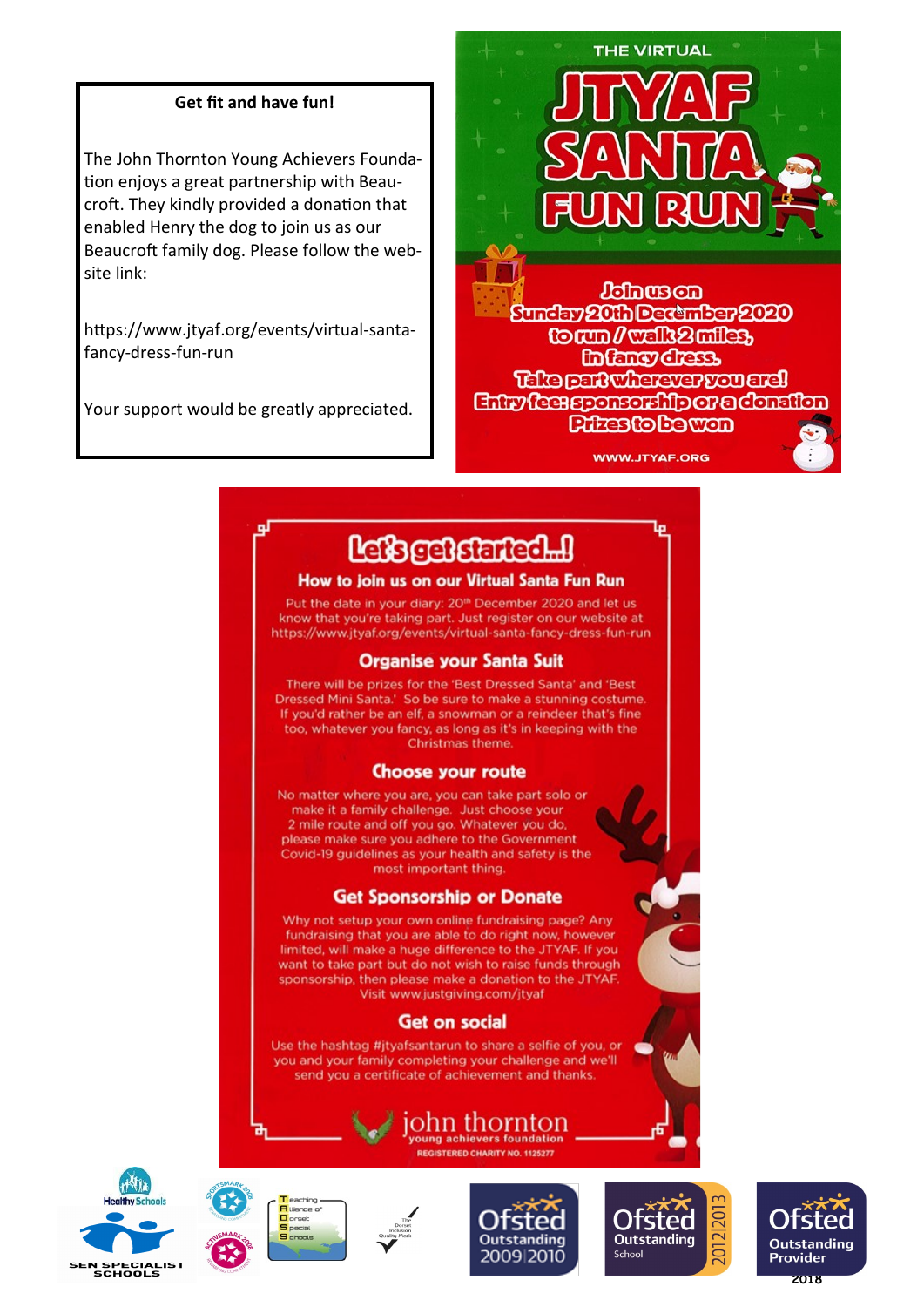**Get fit and have fun!**

The John Thornton Young Achievers Foundation enjoys a great partnership with Beaucroft. They kindly provided a donation that enabled Henry the dog to join us as our Beaucroft family dog. Please follow the website link:

https://www.jtyaf.org/events/virtual-santa-fancy-dress-fun-run

Your support would be greatly appreciated.

THE VIRTUAL

# JTYAF SANTA FUN RUN

Join us on
Sunday 20th December 2020
to run / walk 2 miles,
in fancy dress.
Take part wherever you are!
Entry fee: sponsorship or a donation
Prizes to be won

WWW.JTYAF.ORG

# Let's get started...!

## How to join us on our Virtual Santa Fun Run

Put the date in your diary: 20th December 2020 and let us know that you're taking part. Just register on our website at https://www.jtyaf.org/events/virtual-santa-fancy-dress-fun-run

## Organise your Santa Suit

There will be prizes for the 'Best Dressed Santa' and 'Best Dressed Mini Santa.' So be sure to make a stunning costume. If you'd rather be an elf, a snowman or a reindeer that's fine too, whatever you fancy, as long as it's in keeping with the Christmas theme.

## Choose your route

No matter where you are, you can take part solo or make it a family challenge. Just choose your 2 mile route and off you go. Whatever you do, please make sure you adhere to the Government Covid-19 guidelines as your health and safety is the most important thing.

## Get Sponsorship or Donate

Why not setup your own online fundraising page? Any fundraising that you are able to do right now, however limited, will make a huge difference to the JTYAF. If you want to take part but do not wish to raise funds through sponsorship, then please make a donation to the JTYAF. Visit www.justgiving.com/jtyaf

## Get on social

Use the hashtag #jtyafsantarun to share a selfie of you, or you and your family completing your challenge and we'll send you a certificate of achievement and thanks.

john thornton
young achievers foundation
REGISTERED CHARITY NO. 1125277

Healthy Schools
SEN SPECIALIST SCHOOLS
SPORTSMARK 2008
ACTIVEMARK 2008
Teaching Alliance of Dorset Special Schools
The Dorset Inclusion Quality Mark
Ofsted Outstanding 2009|2010
Ofsted Outstanding School 2012|2013
Ofsted Outstanding Provider 2018